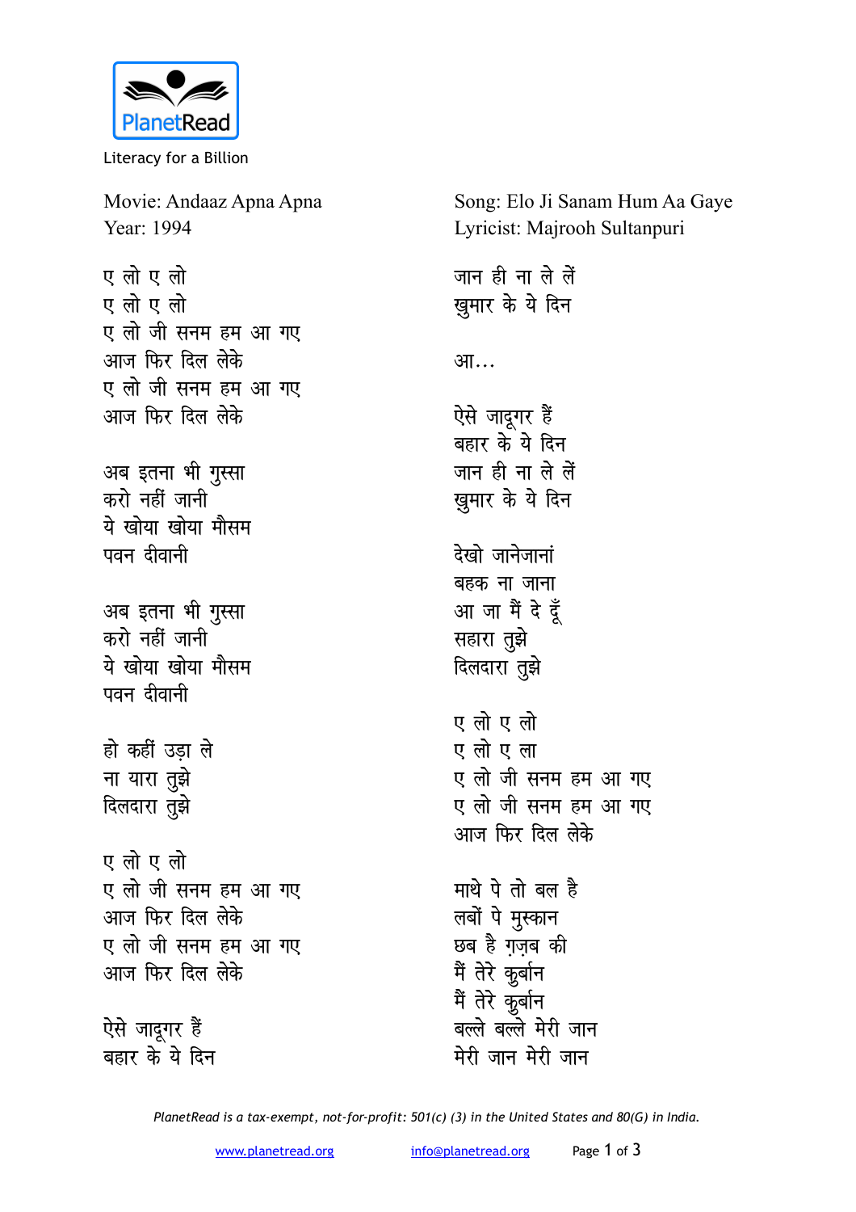PlanetRead

Literacy for a Billion

Movie: Andaaz Apna Apna
Year: 1994

Song: Elo Ji Sanam Hum Aa Gaye
Lyricist: Majrooh Sultanpuri

ए लो ए लो
ए लो ए लो
ए लो जी सनम हम आ गए
आज फिर दिल लेके
ए लो जी सनम हम आ गए
आज फिर दिल लेके

अब इतना भी गुस्सा
करो नहीं जानी
ये खोया खोया मौसम
पवन दीवानी

अब इतना भी गुस्सा
करो नहीं जानी
ये खोया खोया मौसम
पवन दीवानी

हो कहीं उड़ा ले
ना यारा तुझे
दिलदारा तुझे

ए लो ए लो
ए लो जी सनम हम आ गए
आज फिर दिल लेके
ए लो जी सनम हम आ गए
आज फिर दिल लेके

ऐसे जादूगर हैं
बहार के ये दिन
जान ही ना ले लें
खुमार के ये दिन

आ...

ऐसे जादूगर हैं
बहार के ये दिन
जान ही ना ले लें
खुमार के ये दिन

देखो जानेजानां
बहक ना जाना
आ जा मैं दे दूँ
सहारा तुझे
दिलदारा तुझे

ए लो ए लो
ए लो ए ला
ए लो जी सनम हम आ गए
ए लो जी सनम हम आ गए
आज फिर दिल लेके

माथे पे तो बल है
लबों पे मुस्कान
छब है ग़ज़ब की
मैं तेरे कुर्बान
मैं तेरे कुर्बान
बल्ले बल्ले मेरी जान
मेरी जान मेरी जान

*PlanetRead is a tax-exempt, not-for-profit: 501(c) (3) in the United States and 80(G) in India.*

www.planetread.org info@planetread.org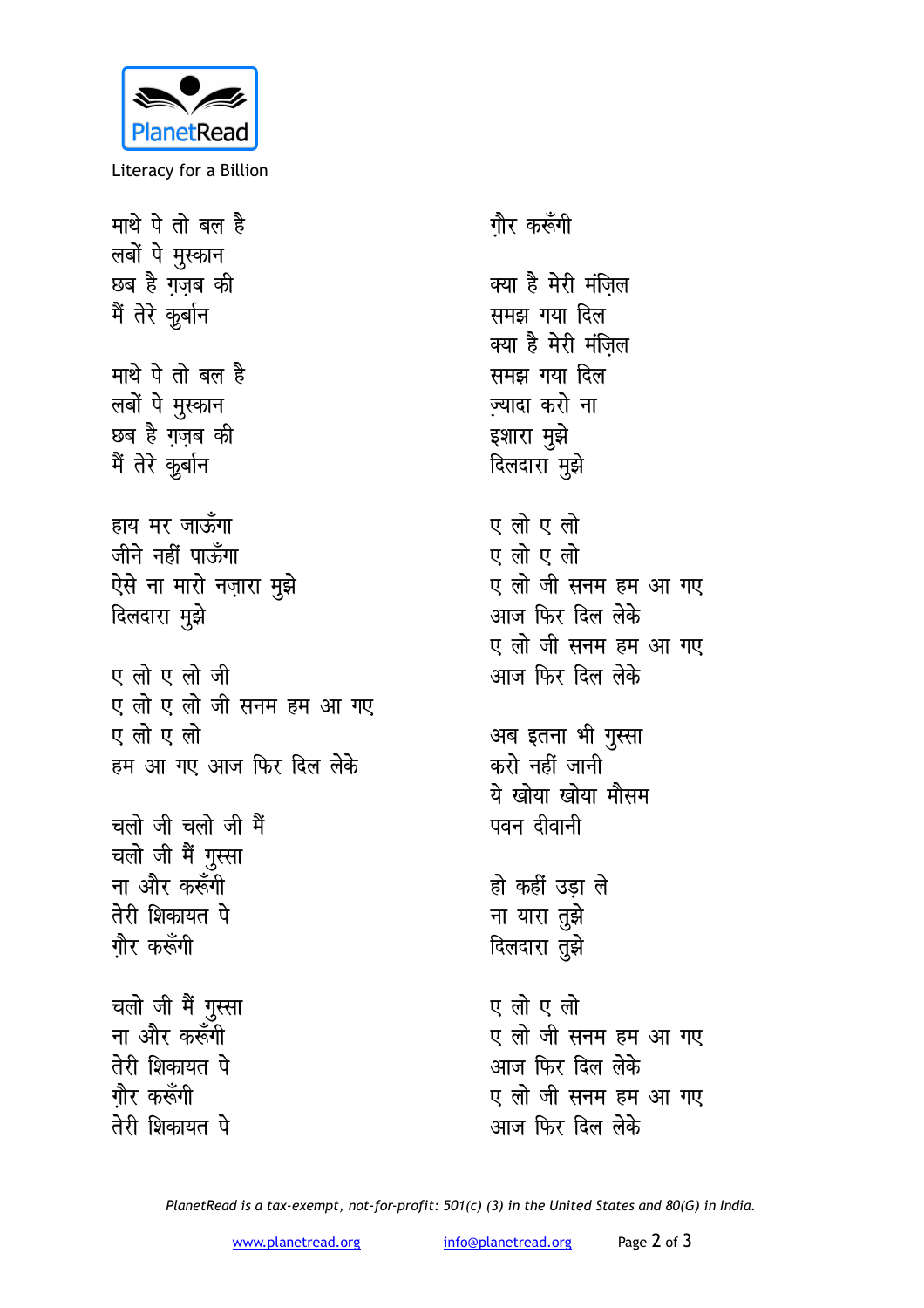माथे पे तो बल है
लबों पे मुस्कान
छब है ग़ज़ब की
मैं तेरे क़ुर्बान

माथे पे तो बल है
लबों पे मुस्कान
छब है ग़ज़ब की
मैं तेरे क़ुर्बान

हाय मर जाऊँगा
जीने नहीं पाऊँगा
ऐसे ना मारो नज़ारा मुझे
दिलदारा मुझे

ए लो ए लो जी
ए लो ए लो जी सनम हम आ गए
ए लो ए लो
हम आ गए आज फिर दिल लेके

चलो जी चलो जी मैं
चलो जी मैं गुस्सा
ना और करूँगी
तेरी शिकायत पे
ग़ौर करूँगी

चलो जी मैं गुस्सा
ना और करूँगी
तेरी शिकायत पे
ग़ौर करूँगी
तेरी शिकायत पे
ग़ौर करूँगी

क्या है मेरी मंज़िल
समझ गया दिल
क्या है मेरी मंज़िल
समझ गया दिल
ज़्यादा करो ना
इशारा मुझे
दिलदारा मुझे

ए लो ए लो
ए लो ए लो
ए लो जी सनम हम आ गए
आज फिर दिल लेके
ए लो जी सनम हम आ गए
आज फिर दिल लेके

अब इतना भी गुस्सा
करो नहीं जानी
ये खोया खोया मौसम
पवन दीवानी

हो कहीं उड़ा ले
ना यारा तुझे
दिलदारा तुझे

ए लो ए लो
ए लो जी सनम हम आ गए
आज फिर दिल लेके
ए लो जी सनम हम आ गए
आज फिर दिल लेके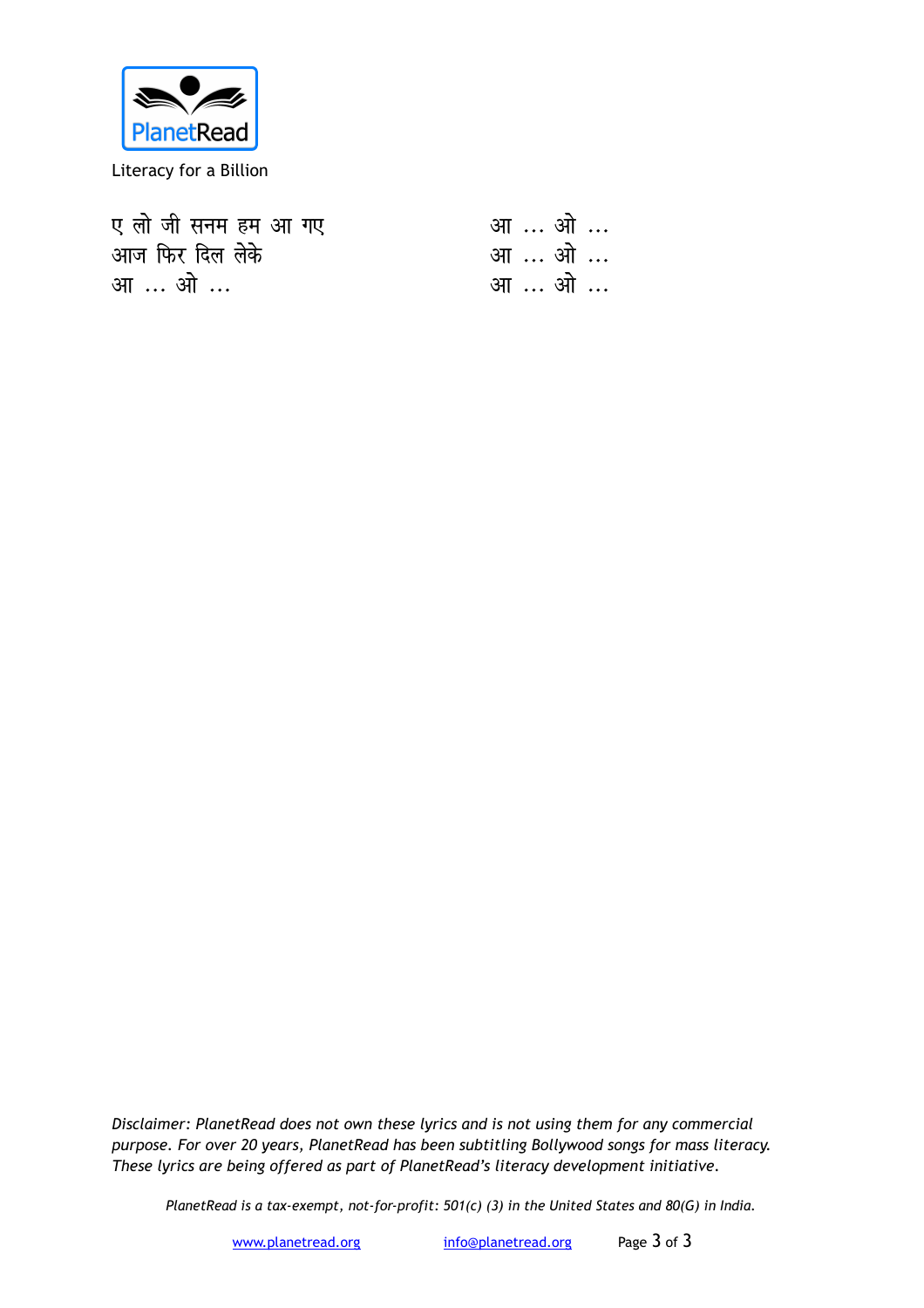PlanetRead

Literacy for a Billion

ए लो जी सनम हम आ गए
आज फिर दिल लेके
आ … ओ …

आ … ओ …
आ … ओ …
आ … ओ …

*Disclaimer: PlanetRead does not own these lyrics and is not using them for any commercial purpose. For over 20 years, PlanetRead has been subtitling Bollywood songs for mass literacy. These lyrics are being offered as part of PlanetRead's literacy development initiative.*

*PlanetRead is a tax-exempt, not-for-profit: 501(c) (3) in the United States and 80(G) in India.*

www.planetread.org info@planetread.org